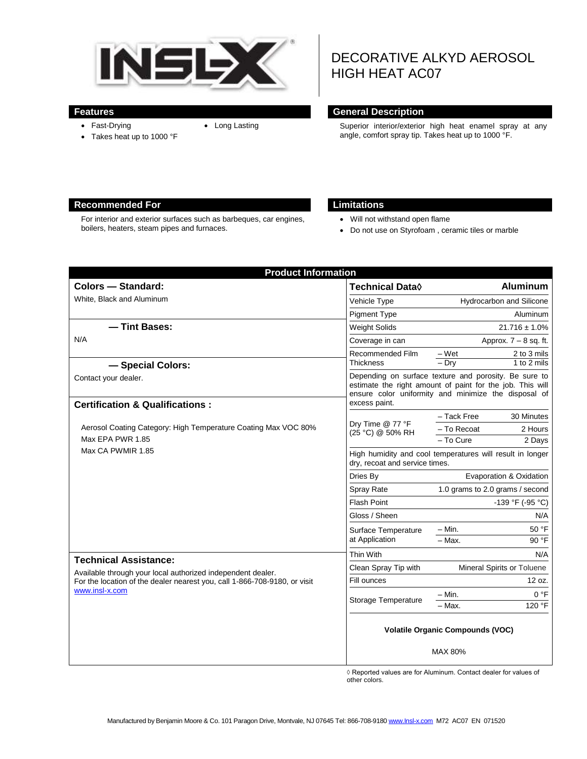# DECORATIVE ALKYD AEROSOL HIGH HEAT AC07

## Features

- Fast-Drying
- Long Lasting
- Takes heat up to 1000 °F

## General Description

Superior interior/exterior high heat enamel spray at any angle, comfort spray tip. Takes heat up to 1000 °F.

## Recommended For

For interior and exterior surfaces such as barbeques, car engines, boilers, heaters, steam pipes and furnaces.

## Limitations

- Will not withstand open flame
- Do not use on Styrofoam , ceramic tiles or marble

## Product Information

### Colors — Standard:

White, Black and Aluminum

### — Tint Bases:

N/A

### — Special Colors:

Contact your dealer.

### Certification & Qualifications :

Aerosol Coating Category: High Temperature Coating Max VOC 80%
Max EPA PWR 1.85
Max CA PWMIR 1.85

### Technical Assistance:

Available through your local authorized independent dealer.
For the location of the dealer nearest you, call 1-866-708-9180, or visit www.insl-x.com

| Technical Data◊ | | Aluminum |
|---|---|---|
| Vehicle Type | | Hydrocarbon and Silicone |
| Pigment Type | | Aluminum |
| Weight Solids | | 21.716 ± 1.0% |
| Coverage in can | | Approx. 7 – 8 sq. ft. |
| Recommended Film Thickness | – Wet | 2 to 3 mils |
| | – Dry | 1 to 2 mils |
| Depending on surface texture and porosity. Be sure to estimate the right amount of paint for the job. This will ensure color uniformity and minimize the disposal of excess paint. | | |
| Dry Time @ 77 °F (25 °C) @ 50% RH | – Tack Free | 30 Minutes |
| | – To Recoat | 2 Hours |
| | – To Cure | 2 Days |
| High humidity and cool temperatures will result in longer dry, recoat and service times. | | |
| Dries By | | Evaporation & Oxidation |
| Spray Rate | | 1.0 grams to 2.0 grams / second |
| Flash Point | | -139 °F (-95 °C) |
| Gloss / Sheen | | N/A |
| Surface Temperature at Application | – Min. | 50 °F |
| | – Max. | 90 °F |
| Thin With | | N/A |
| Clean Spray Tip with | | Mineral Spirits or Toluene |
| Fill ounces | | 12 oz. |
| Storage Temperature | – Min. | 0 °F |
| | – Max. | 120 °F |

**Volatile Organic Compounds (VOC)**

MAX 80%

◊ Reported values are for Aluminum. Contact dealer for values of other colors.

Manufactured by Benjamin Moore & Co. 101 Paragon Drive, Montvale, NJ 07645 Tel: 866-708-9180 www.Insl-x.com M72 AC07 EN 071520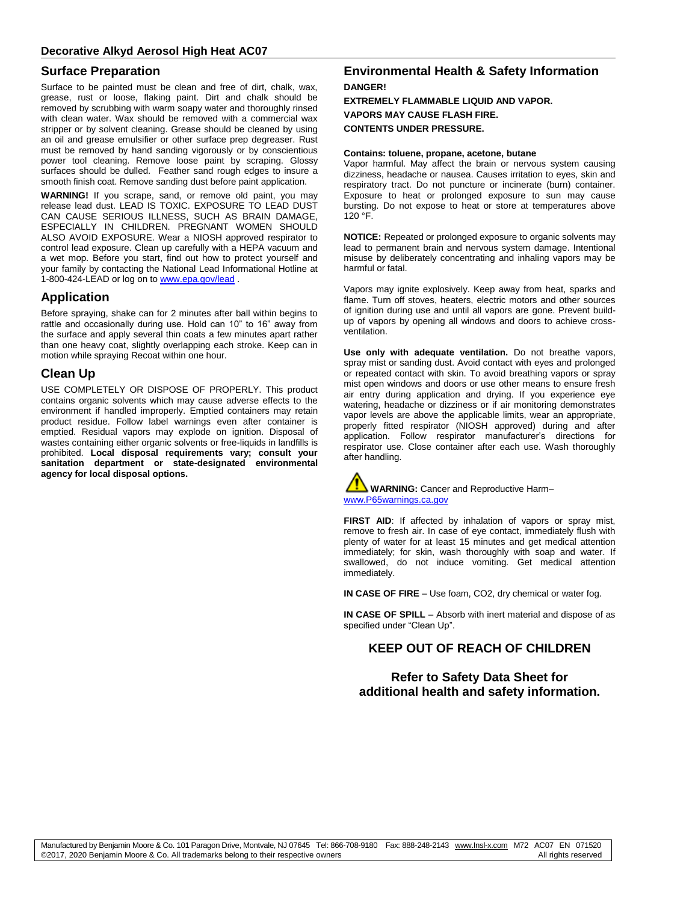## Surface Preparation

Surface to be painted must be clean and free of dirt, chalk, wax, grease, rust or loose, flaking paint. Dirt and chalk should be removed by scrubbing with warm soapy water and thoroughly rinsed with clean water. Wax should be removed with a commercial wax stripper or by solvent cleaning. Grease should be cleaned by using an oil and grease emulsifier or other surface prep degreaser. Rust must be removed by hand sanding vigorously or by conscientious power tool cleaning. Remove loose paint by scraping. Glossy surfaces should be dulled. Feather sand rough edges to insure a smooth finish coat. Remove sanding dust before paint application.

**WARNING!** If you scrape, sand, or remove old paint, you may release lead dust. LEAD IS TOXIC. EXPOSURE TO LEAD DUST CAN CAUSE SERIOUS ILLNESS, SUCH AS BRAIN DAMAGE, ESPECIALLY IN CHILDREN. PREGNANT WOMEN SHOULD ALSO AVOID EXPOSURE. Wear a NIOSH approved respirator to control lead exposure. Clean up carefully with a HEPA vacuum and a wet mop. Before you start, find out how to protect yourself and your family by contacting the National Lead Informational Hotline at 1-800-424-LEAD or log on to www.epa.gov/lead .

## Application

Before spraying, shake can for 2 minutes after ball within begins to rattle and occasionally during use. Hold can 10" to 16" away from the surface and apply several thin coats a few minutes apart rather than one heavy coat, slightly overlapping each stroke. Keep can in motion while spraying Recoat within one hour.

## Clean Up

USE COMPLETELY OR DISPOSE OF PROPERLY. This product contains organic solvents which may cause adverse effects to the environment if handled improperly. Emptied containers may retain product residue. Follow label warnings even after container is emptied. Residual vapors may explode on ignition. Disposal of wastes containing either organic solvents or free-liquids in landfills is prohibited. **Local disposal requirements vary; consult your sanitation department or state-designated environmental agency for local disposal options.**

## Environmental Health & Safety Information

**DANGER!**

**EXTREMELY FLAMMABLE LIQUID AND VAPOR.**

**VAPORS MAY CAUSE FLASH FIRE.**

**CONTENTS UNDER PRESSURE.**

**Contains: toluene, propane, acetone, butane**

Vapor harmful. May affect the brain or nervous system causing dizziness, headache or nausea. Causes irritation to eyes, skin and respiratory tract. Do not puncture or incinerate (burn) container. Exposure to heat or prolonged exposure to sun may cause bursting. Do not expose to heat or store at temperatures above 120 °F.

**NOTICE:** Repeated or prolonged exposure to organic solvents may lead to permanent brain and nervous system damage. Intentional misuse by deliberately concentrating and inhaling vapors may be harmful or fatal.

Vapors may ignite explosively. Keep away from heat, sparks and flame. Turn off stoves, heaters, electric motors and other sources of ignition during use and until all vapors are gone. Prevent build-up of vapors by opening all windows and doors to achieve cross-ventilation.

**Use only with adequate ventilation.** Do not breathe vapors, spray mist or sanding dust. Avoid contact with eyes and prolonged or repeated contact with skin. To avoid breathing vapors or spray mist open windows and doors or use other means to ensure fresh air entry during application and drying. If you experience eye watering, headache or dizziness or if air monitoring demonstrates vapor levels are above the applicable limits, wear an appropriate, properly fitted respirator (NIOSH approved) during and after application. Follow respirator manufacturer's directions for respirator use. Close container after each use. Wash thoroughly after handling.

**WARNING:** Cancer and Reproductive Harm– www.P65warnings.ca.gov

**FIRST AID**: If affected by inhalation of vapors or spray mist, remove to fresh air. In case of eye contact, immediately flush with plenty of water for at least 15 minutes and get medical attention immediately; for skin, wash thoroughly with soap and water. If swallowed, do not induce vomiting. Get medical attention immediately.

**IN CASE OF FIRE** – Use foam, $CO_2$, dry chemical or water fog.

**IN CASE OF SPILL** – Absorb with inert material and dispose of as specified under "Clean Up".

**KEEP OUT OF REACH OF CHILDREN**

**Refer to Safety Data Sheet for additional health and safety information.**

Manufactured by Benjamin Moore & Co. 101 Paragon Drive, Montvale, NJ 07645 Tel: 866-708-9180 Fax: 888-248-2143 www.lnsl-x.com M72 AC07 EN 071520
©2017, 2020 Benjamin Moore & Co. All trademarks belong to their respective owners All rights reserved